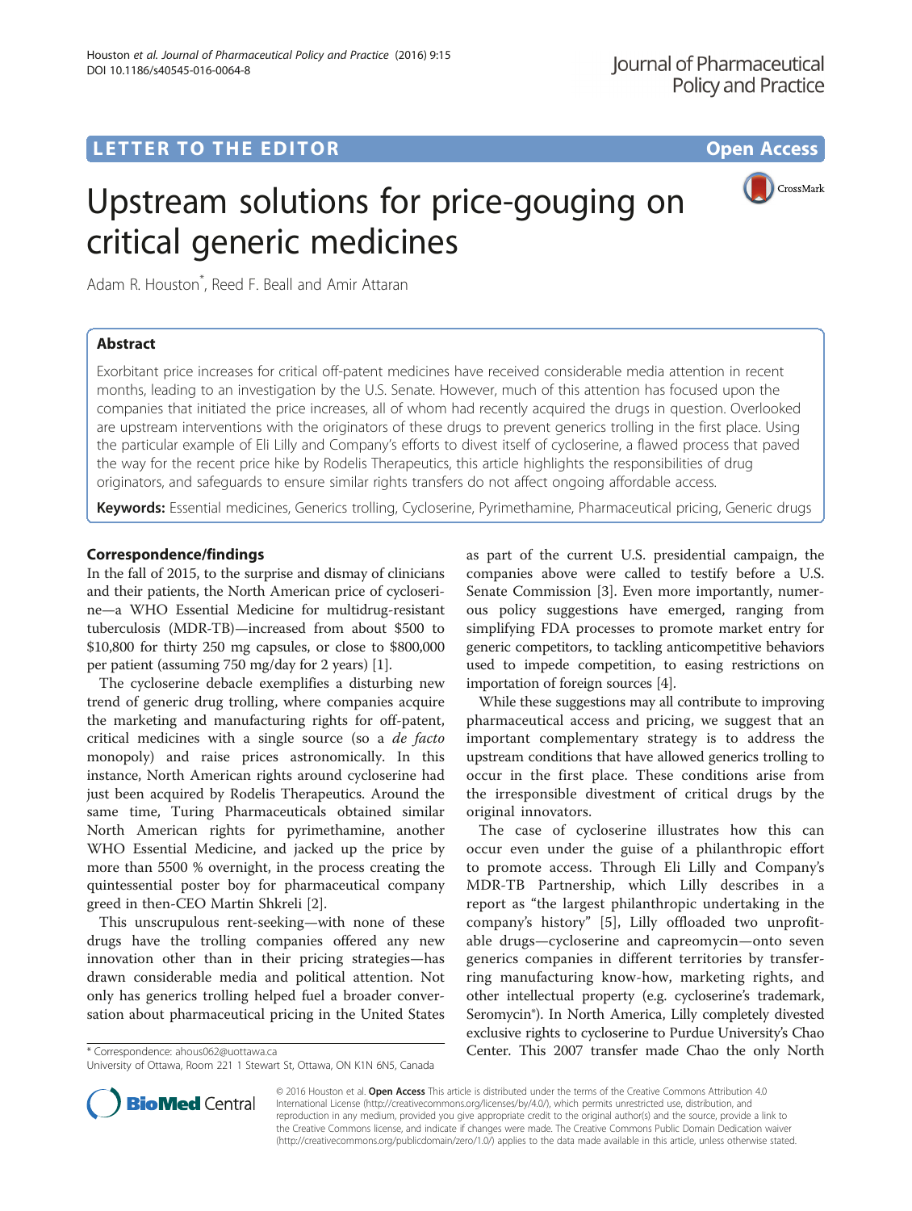LETTER TO THE EDITOR

Open Access

# Upstream solutions for price-gouging on critical generic medicines

Adam R. Houston*, Reed F. Beall and Amir Attaran

## Abstract

Exorbitant price increases for critical off-patent medicines have received considerable media attention in recent months, leading to an investigation by the U.S. Senate. However, much of this attention has focused upon the companies that initiated the price increases, all of whom had recently acquired the drugs in question. Overlooked are upstream interventions with the originators of these drugs to prevent generics trolling in the first place. Using the particular example of Eli Lilly and Company's efforts to divest itself of cycloserine, a flawed process that paved the way for the recent price hike by Rodelis Therapeutics, this article highlights the responsibilities of drug originators, and safeguards to ensure similar rights transfers do not affect ongoing affordable access.

**Keywords:** Essential medicines, Generics trolling, Cycloserine, Pyrimethamine, Pharmaceutical pricing, Generic drugs

## Correspondence/findings

In the fall of 2015, to the surprise and dismay of clinicians and their patients, the North American price of cycloserine—a WHO Essential Medicine for multidrug-resistant tuberculosis (MDR-TB)—increased from about $500 to $10,800 for thirty 250 mg capsules, or close to $800,000 per patient (assuming 750 mg/day for 2 years) [1].

The cycloserine debacle exemplifies a disturbing new trend of generic drug trolling, where companies acquire the marketing and manufacturing rights for off-patent, critical medicines with a single source (so a *de facto* monopoly) and raise prices astronomically. In this instance, North American rights around cycloserine had just been acquired by Rodelis Therapeutics. Around the same time, Turing Pharmaceuticals obtained similar North American rights for pyrimethamine, another WHO Essential Medicine, and jacked up the price by more than 5500 % overnight, in the process creating the quintessential poster boy for pharmaceutical company greed in then-CEO Martin Shkreli [2].

This unscrupulous rent-seeking—with none of these drugs have the trolling companies offered any new innovation other than in their pricing strategies—has drawn considerable media and political attention. Not only has generics trolling helped fuel a broader conversation about pharmaceutical pricing in the United States as part of the current U.S. presidential campaign, the companies above were called to testify before a U.S. Senate Commission [3]. Even more importantly, numerous policy suggestions have emerged, ranging from simplifying FDA processes to promote market entry for generic competitors, to tackling anticompetitive behaviors used to impede competition, to easing restrictions on importation of foreign sources [4].

While these suggestions may all contribute to improving pharmaceutical access and pricing, we suggest that an important complementary strategy is to address the upstream conditions that have allowed generics trolling to occur in the first place. These conditions arise from the irresponsible divestment of critical drugs by the original innovators.

The case of cycloserine illustrates how this can occur even under the guise of a philanthropic effort to promote access. Through Eli Lilly and Company's MDR-TB Partnership, which Lilly describes in a report as "the largest philanthropic undertaking in the company's history" [5], Lilly offloaded two unprofitable drugs—cycloserine and capreomycin—onto seven generics companies in different territories by transferring manufacturing know-how, marketing rights, and other intellectual property (e.g. cycloserine's trademark, Seromycin®). In North America, Lilly completely divested exclusive rights to cycloserine to Purdue University's Chao Center. This 2007 transfer made Chao the only North

* Correspondence: ahous062@uottawa.ca
University of Ottawa, Room 221 1 Stewart St, Ottawa, ON K1N 6N5, Canada

© 2016 Houston et al. **Open Access** This article is distributed under the terms of the Creative Commons Attribution 4.0 International License (http://creativecommons.org/licenses/by/4.0/), which permits unrestricted use, distribution, and reproduction in any medium, provided you give appropriate credit to the original author(s) and the source, provide a link to the Creative Commons license, and indicate if changes were made. The Creative Commons Public Domain Dedication waiver (http://creativecommons.org/publicdomain/zero/1.0/) applies to the data made available in this article, unless otherwise stated.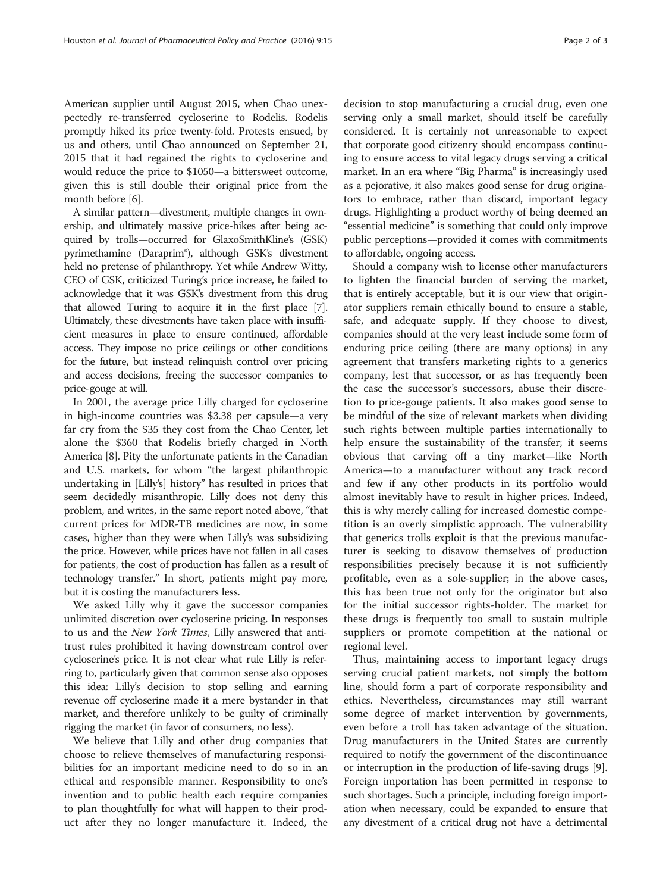American supplier until August 2015, when Chao unexpectedly re-transferred cycloserine to Rodelis. Rodelis promptly hiked its price twenty-fold. Protests ensued, by us and others, until Chao announced on September 21, 2015 that it had regained the rights to cycloserine and would reduce the price to $1050—a bittersweet outcome, given this is still double their original price from the month before [6].

A similar pattern—divestment, multiple changes in ownership, and ultimately massive price-hikes after being acquired by trolls—occurred for GlaxoSmithKline's (GSK) pyrimethamine (Daraprim®), although GSK's divestment held no pretense of philanthropy. Yet while Andrew Witty, CEO of GSK, criticized Turing's price increase, he failed to acknowledge that it was GSK's divestment from this drug that allowed Turing to acquire it in the first place [7]. Ultimately, these divestments have taken place with insufficient measures in place to ensure continued, affordable access. They impose no price ceilings or other conditions for the future, but instead relinquish control over pricing and access decisions, freeing the successor companies to price-gouge at will.

In 2001, the average price Lilly charged for cycloserine in high-income countries was $3.38 per capsule—a very far cry from the $35 they cost from the Chao Center, let alone the $360 that Rodelis briefly charged in North America [8]. Pity the unfortunate patients in the Canadian and U.S. markets, for whom "the largest philanthropic undertaking in [Lilly's] history" has resulted in prices that seem decidedly misanthropic. Lilly does not deny this problem, and writes, in the same report noted above, "that current prices for MDR-TB medicines are now, in some cases, higher than they were when Lilly's was subsidizing the price. However, while prices have not fallen in all cases for patients, the cost of production has fallen as a result of technology transfer." In short, patients might pay more, but it is costing the manufacturers less.

We asked Lilly why it gave the successor companies unlimited discretion over cycloserine pricing. In responses to us and the *New York Times*, Lilly answered that anti-trust rules prohibited it having downstream control over cycloserine's price. It is not clear what rule Lilly is referring to, particularly given that common sense also opposes this idea: Lilly's decision to stop selling and earning revenue off cycloserine made it a mere bystander in that market, and therefore unlikely to be guilty of criminally rigging the market (in favor of consumers, no less).

We believe that Lilly and other drug companies that choose to relieve themselves of manufacturing responsibilities for an important medicine need to do so in an ethical and responsible manner. Responsibility to one's invention and to public health each require companies to plan thoughtfully for what will happen to their product after they no longer manufacture it. Indeed, the decision to stop manufacturing a crucial drug, even one serving only a small market, should itself be carefully considered. It is certainly not unreasonable to expect that corporate good citizenry should encompass continuing to ensure access to vital legacy drugs serving a critical market. In an era where "Big Pharma" is increasingly used as a pejorative, it also makes good sense for drug originators to embrace, rather than discard, important legacy drugs. Highlighting a product worthy of being deemed an "essential medicine" is something that could only improve public perceptions—provided it comes with commitments to affordable, ongoing access.

Should a company wish to license other manufacturers to lighten the financial burden of serving the market, that is entirely acceptable, but it is our view that originator suppliers remain ethically bound to ensure a stable, safe, and adequate supply. If they choose to divest, companies should at the very least include some form of enduring price ceiling (there are many options) in any agreement that transfers marketing rights to a generics company, lest that successor, or as has frequently been the case the successor's successors, abuse their discretion to price-gouge patients. It also makes good sense to be mindful of the size of relevant markets when dividing such rights between multiple parties internationally to help ensure the sustainability of the transfer; it seems obvious that carving off a tiny market—like North America—to a manufacturer without any track record and few if any other products in its portfolio would almost inevitably have to result in higher prices. Indeed, this is why merely calling for increased domestic competition is an overly simplistic approach. The vulnerability that generics trolls exploit is that the previous manufacturer is seeking to disavow themselves of production responsibilities precisely because it is not sufficiently profitable, even as a sole-supplier; in the above cases, this has been true not only for the originator but also for the initial successor rights-holder. The market for these drugs is frequently too small to sustain multiple suppliers or promote competition at the national or regional level.

Thus, maintaining access to important legacy drugs serving crucial patient markets, not simply the bottom line, should form a part of corporate responsibility and ethics. Nevertheless, circumstances may still warrant some degree of market intervention by governments, even before a troll has taken advantage of the situation. Drug manufacturers in the United States are currently required to notify the government of the discontinuance or interruption in the production of life-saving drugs [9]. Foreign importation has been permitted in response to such shortages. Such a principle, including foreign importation when necessary, could be expanded to ensure that any divestment of a critical drug not have a detrimental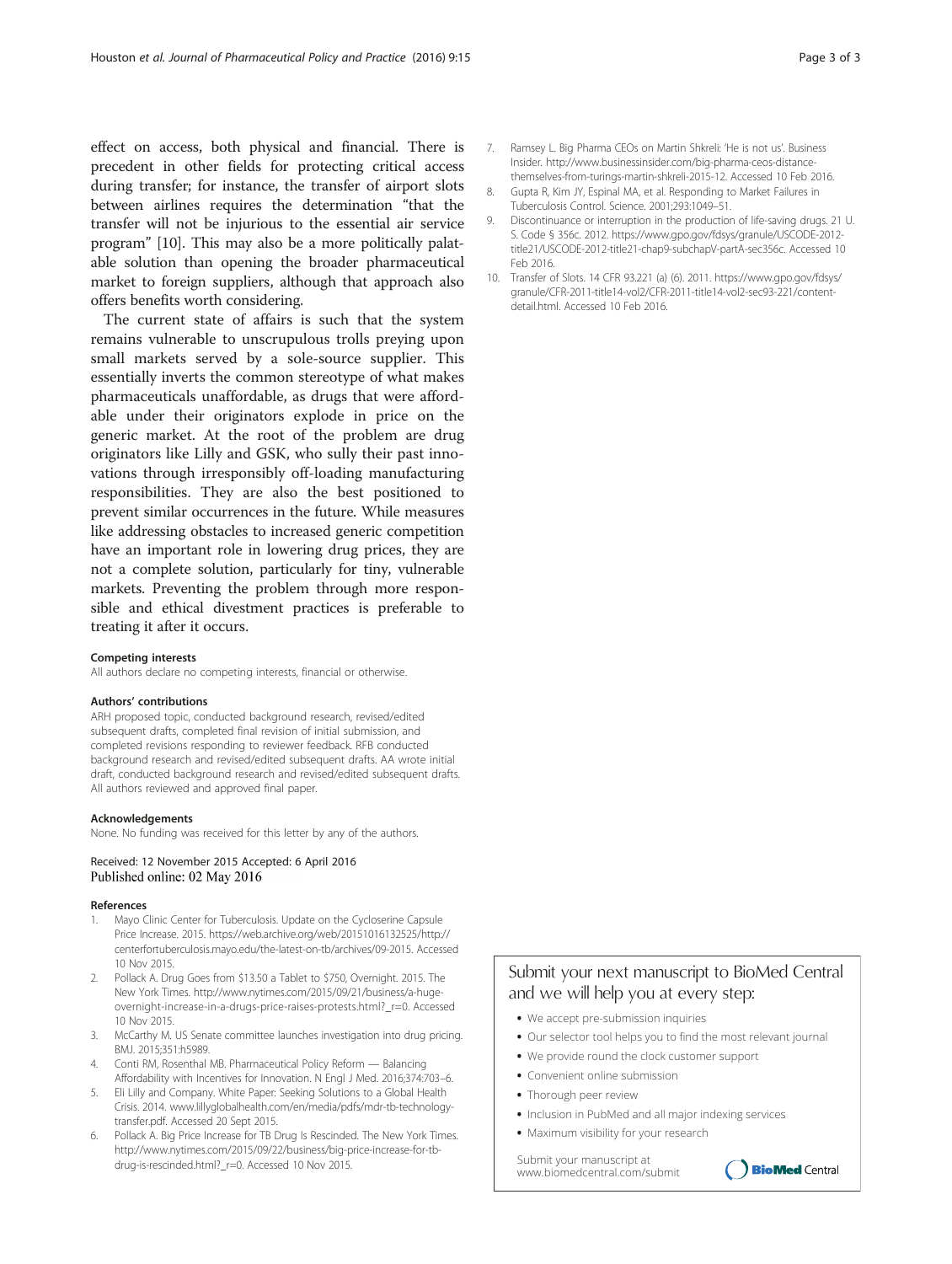effect on access, both physical and financial. There is precedent in other fields for protecting critical access during transfer; for instance, the transfer of airport slots between airlines requires the determination "that the transfer will not be injurious to the essential air service program" [10]. This may also be a more politically palatable solution than opening the broader pharmaceutical market to foreign suppliers, although that approach also offers benefits worth considering.

The current state of affairs is such that the system remains vulnerable to unscrupulous trolls preying upon small markets served by a sole-source supplier. This essentially inverts the common stereotype of what makes pharmaceuticals unaffordable, as drugs that were affordable under their originators explode in price on the generic market. At the root of the problem are drug originators like Lilly and GSK, who sully their past innovations through irresponsibly off-loading manufacturing responsibilities. They are also the best positioned to prevent similar occurrences in the future. While measures like addressing obstacles to increased generic competition have an important role in lowering drug prices, they are not a complete solution, particularly for tiny, vulnerable markets. Preventing the problem through more responsible and ethical divestment practices is preferable to treating it after it occurs.

#### Competing interests

All authors declare no competing interests, financial or otherwise.

#### Authors' contributions

ARH proposed topic, conducted background research, revised/edited subsequent drafts, completed final revision of initial submission, and completed revisions responding to reviewer feedback. RFB conducted background research and revised/edited subsequent drafts. AA wrote initial draft, conducted background research and revised/edited subsequent drafts. All authors reviewed and approved final paper.

#### Acknowledgements

None. No funding was received for this letter by any of the authors.

Received: 12 November 2015 Accepted: 6 April 2016
Published online: 02 May 2016

#### References

1. Mayo Clinic Center for Tuberculosis. Update on the Cycloserine Capsule Price Increase. 2015. https://web.archive.org/web/20151016132525/http://centerfortuberculosis.mayo.edu/the-latest-on-tb/archives/09-2015. Accessed 10 Nov 2015.
2. Pollack A. Drug Goes from $13.50 a Tablet to $750, Overnight. 2015. The New York Times. http://www.nytimes.com/2015/09/21/business/a-huge-overnight-increase-in-a-drugs-price-raises-protests.html?_r=0. Accessed 10 Nov 2015.
3. McCarthy M. US Senate committee launches investigation into drug pricing. BMJ. 2015;351:h5989.
4. Conti RM, Rosenthal MB. Pharmaceutical Policy Reform — Balancing Affordability with Incentives for Innovation. N Engl J Med. 2016;374:703–6.
5. Eli Lilly and Company. White Paper: Seeking Solutions to a Global Health Crisis. 2014. www.lillyglobalhealth.com/en/media/pdfs/mdr-tb-technology-transfer.pdf. Accessed 20 Sept 2015.
6. Pollack A. Big Price Increase for TB Drug Is Rescinded. The New York Times. http://www.nytimes.com/2015/09/22/business/big-price-increase-for-tb-drug-is-rescinded.html?_r=0. Accessed 10 Nov 2015.
7. Ramsey L. Big Pharma CEOs on Martin Shkreli: 'He is not us'. Business Insider. http://www.businessinsider.com/big-pharma-ceos-distance-themselves-from-turings-martin-shkreli-2015-12. Accessed 10 Feb 2016.
8. Gupta R, Kim JY, Espinal MA, et al. Responding to Market Failures in Tuberculosis Control. Science. 2001;293:1049–51.
9. Discontinuance or interruption in the production of life-saving drugs. 21 U. S. Code § 356c. 2012. https://www.gpo.gov/fdsys/granule/USCODE-2012-title21/USCODE-2012-title21-chap9-subchapV-partA-sec356c. Accessed 10 Feb 2016.
10. Transfer of Slots. 14 CFR 93.221 (a) (6). 2011. https://www.gpo.gov/fdsys/granule/CFR-2011-title14-vol2/CFR-2011-title14-vol2-sec93-221/content-detail.html. Accessed 10 Feb 2016.

Submit your next manuscript to BioMed Central and we will help you at every step:

- We accept pre-submission inquiries
- Our selector tool helps you to find the most relevant journal
- We provide round the clock customer support
- Convenient online submission
- Thorough peer review
- Inclusion in PubMed and all major indexing services
- Maximum visibility for your research

Submit your manuscript at www.biomedcentral.com/submit

BioMed Central